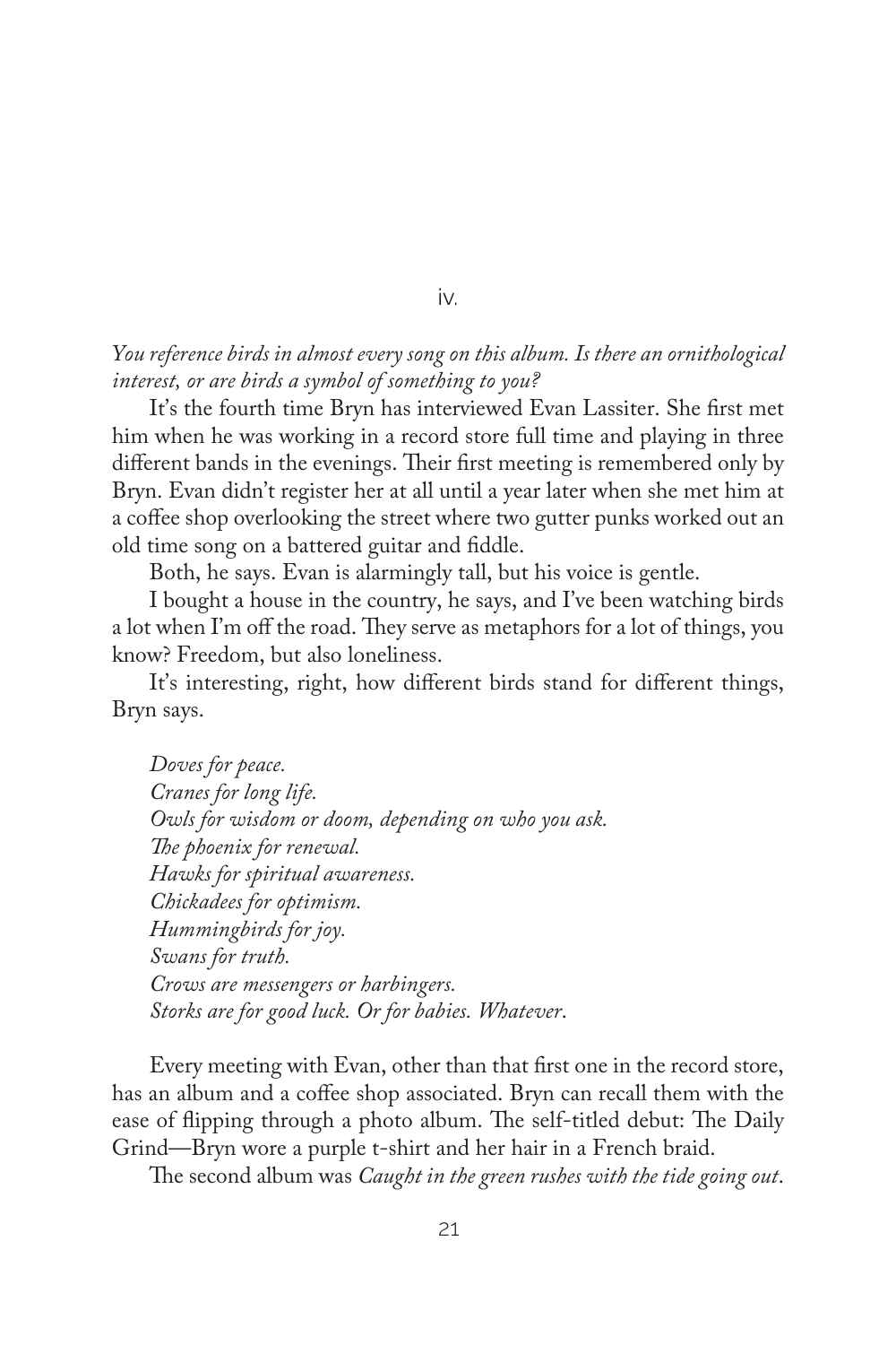## iv.

*You reference birds in almost every song on this album. Is there an ornithological interest, or are birds a symbol of something to you?*

It's the fourth time Bryn has interviewed Evan Lassiter. She first met him when he was working in a record store full time and playing in three different bands in the evenings. Their first meeting is remembered only by Bryn. Evan didn't register her at all until a year later when she met him at a coffee shop overlooking the street where two gutter punks worked out an old time song on a battered guitar and fiddle.

Both, he says. Evan is alarmingly tall, but his voice is gentle.

I bought a house in the country, he says, and I've been watching birds a lot when I'm off the road. They serve as metaphors for a lot of things, you know? Freedom, but also loneliness.

It's interesting, right, how different birds stand for different things, Bryn says.

> *Doves for peace.*
> *Cranes for long life.*
> *Owls for wisdom or doom, depending on who you ask.*
> *The phoenix for renewal.*
> *Hawks for spiritual awareness.*
> *Chickadees for optimism.*
> *Hummingbirds for joy.*
> *Swans for truth.*
> *Crows are messengers or harbingers.*
> *Storks are for good luck. Or for babies. Whatever.*

Every meeting with Evan, other than that first one in the record store, has an album and a coffee shop associated. Bryn can recall them with the ease of flipping through a photo album. The self-titled debut: The Daily Grind—Bryn wore a purple t-shirt and her hair in a French braid.

The second album was *Caught in the green rushes with the tide going out*.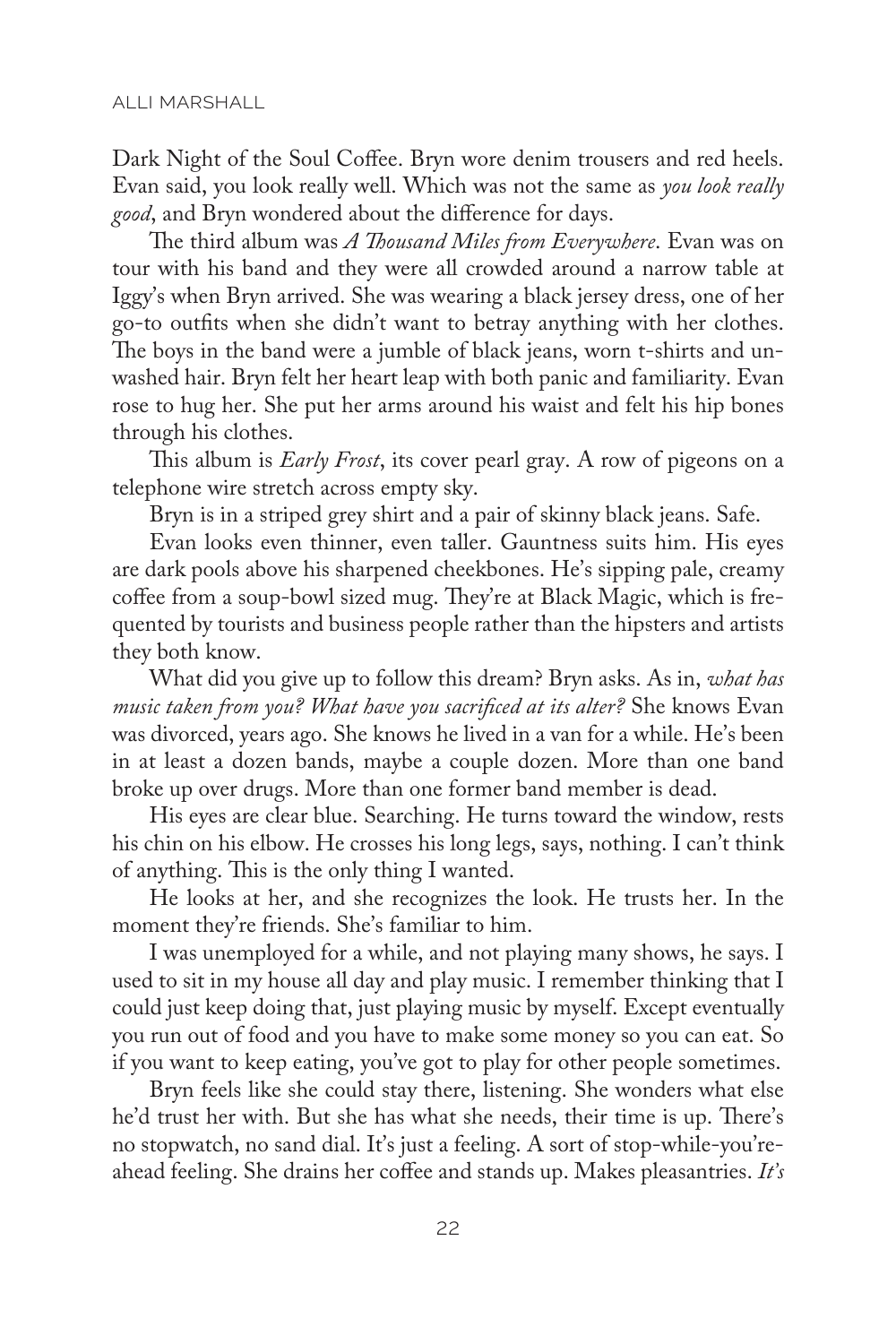Dark Night of the Soul Coffee. Bryn wore denim trousers and red heels. Evan said, you look really well. Which was not the same as *you look really good*, and Bryn wondered about the difference for days.

The third album was *A Thousand Miles from Everywhere*. Evan was on tour with his band and they were all crowded around a narrow table at Iggy's when Bryn arrived. She was wearing a black jersey dress, one of her go-to outfits when she didn't want to betray anything with her clothes. The boys in the band were a jumble of black jeans, worn t-shirts and unwashed hair. Bryn felt her heart leap with both panic and familiarity. Evan rose to hug her. She put her arms around his waist and felt his hip bones through his clothes.

This album is *Early Frost*, its cover pearl gray. A row of pigeons on a telephone wire stretch across empty sky.

Bryn is in a striped grey shirt and a pair of skinny black jeans. Safe.

Evan looks even thinner, even taller. Gauntness suits him. His eyes are dark pools above his sharpened cheekbones. He's sipping pale, creamy coffee from a soup-bowl sized mug. They're at Black Magic, which is frequented by tourists and business people rather than the hipsters and artists they both know.

What did you give up to follow this dream? Bryn asks. As in, *what has music taken from you? What have you sacrificed at its alter?* She knows Evan was divorced, years ago. She knows he lived in a van for a while. He's been in at least a dozen bands, maybe a couple dozen. More than one band broke up over drugs. More than one former band member is dead.

His eyes are clear blue. Searching. He turns toward the window, rests his chin on his elbow. He crosses his long legs, says, nothing. I can't think of anything. This is the only thing I wanted.

He looks at her, and she recognizes the look. He trusts her. In the moment they're friends. She's familiar to him.

I was unemployed for a while, and not playing many shows, he says. I used to sit in my house all day and play music. I remember thinking that I could just keep doing that, just playing music by myself. Except eventually you run out of food and you have to make some money so you can eat. So if you want to keep eating, you've got to play for other people sometimes.

Bryn feels like she could stay there, listening. She wonders what else he'd trust her with. But she has what she needs, their time is up. There's no stopwatch, no sand dial. It's just a feeling. A sort of stop-while-you're-ahead feeling. She drains her coffee and stands up. Makes pleasantries. *It's*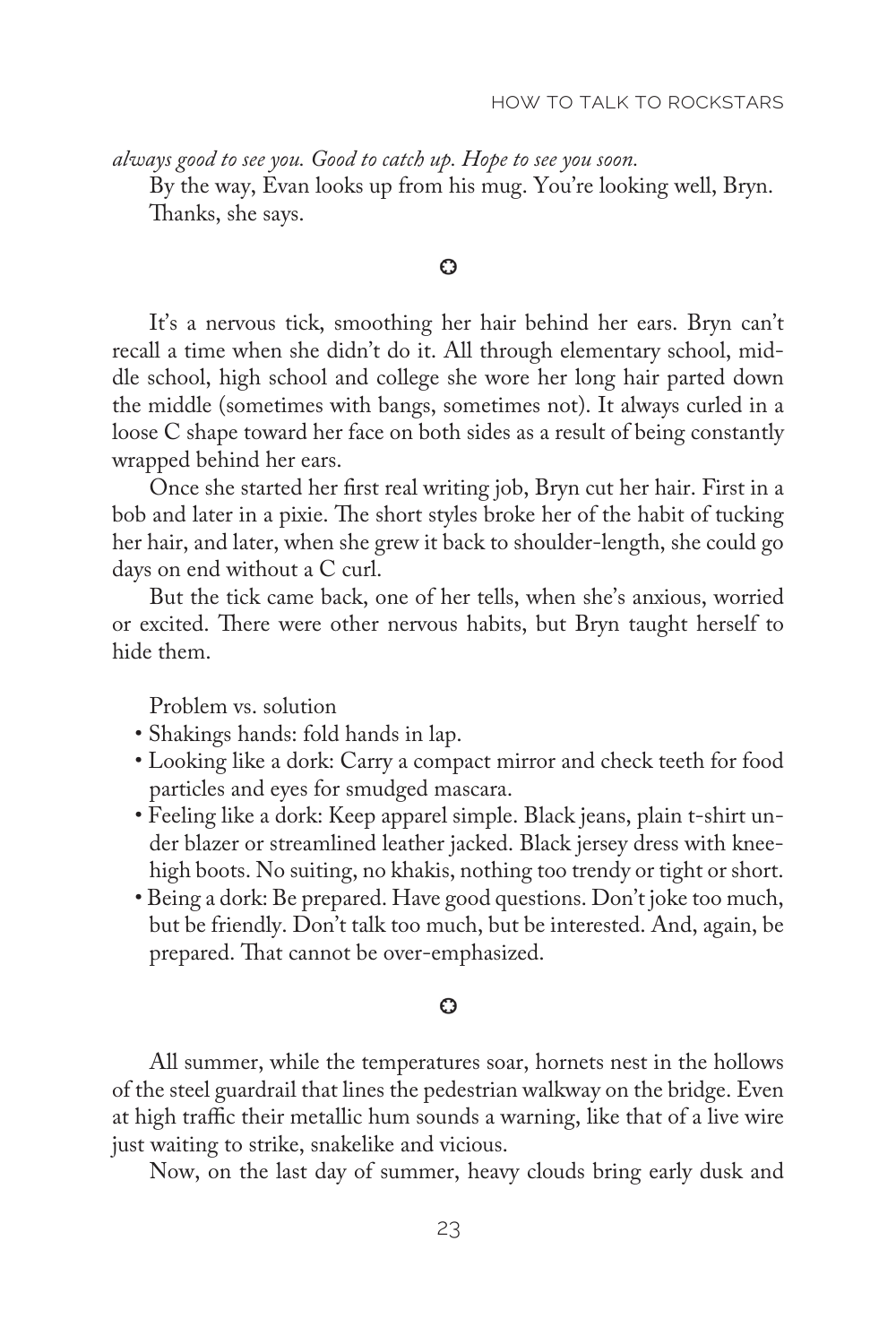*always good to see you. Good to catch up. Hope to see you soon.*

By the way, Evan looks up from his mug. You're looking well, Bryn.

Thanks, she says.

✪

It's a nervous tick, smoothing her hair behind her ears. Bryn can't recall a time when she didn't do it. All through elementary school, middle school, high school and college she wore her long hair parted down the middle (sometimes with bangs, sometimes not). It always curled in a loose C shape toward her face on both sides as a result of being constantly wrapped behind her ears.

Once she started her first real writing job, Bryn cut her hair. First in a bob and later in a pixie. The short styles broke her of the habit of tucking her hair, and later, when she grew it back to shoulder-length, she could go days on end without a C curl.

But the tick came back, one of her tells, when she's anxious, worried or excited. There were other nervous habits, but Bryn taught herself to hide them.

Problem vs. solution

- Shakings hands: fold hands in lap.
- Looking like a dork: Carry a compact mirror and check teeth for food particles and eyes for smudged mascara.
- Feeling like a dork: Keep apparel simple. Black jeans, plain t-shirt under blazer or streamlined leather jacked. Black jersey dress with knee-high boots. No suiting, no khakis, nothing too trendy or tight or short.
- Being a dork: Be prepared. Have good questions. Don't joke too much, but be friendly. Don't talk too much, but be interested. And, again, be prepared. That cannot be over-emphasized.

✪

All summer, while the temperatures soar, hornets nest in the hollows of the steel guardrail that lines the pedestrian walkway on the bridge. Even at high traffic their metallic hum sounds a warning, like that of a live wire just waiting to strike, snakelike and vicious.

Now, on the last day of summer, heavy clouds bring early dusk and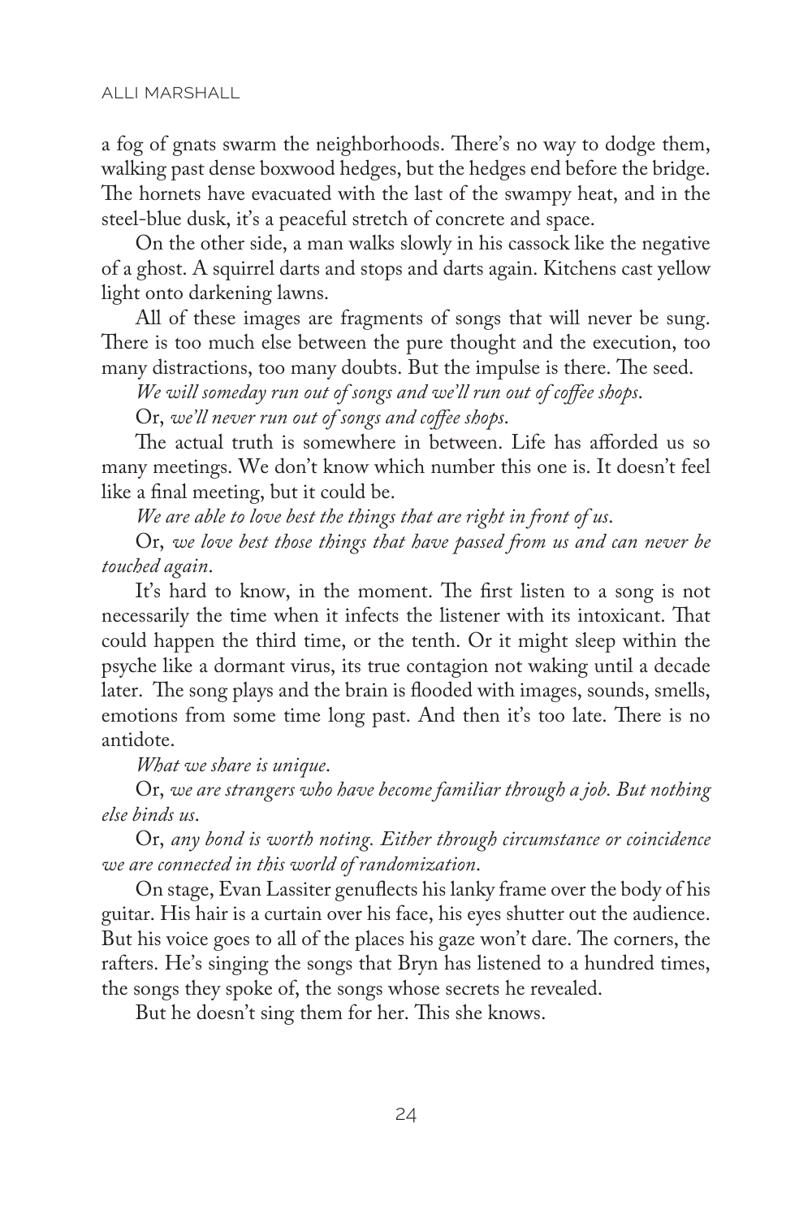a fog of gnats swarm the neighborhoods. There's no way to dodge them, walking past dense boxwood hedges, but the hedges end before the bridge. The hornets have evacuated with the last of the swampy heat, and in the steel-blue dusk, it's a peaceful stretch of concrete and space.

On the other side, a man walks slowly in his cassock like the negative of a ghost. A squirrel darts and stops and darts again. Kitchens cast yellow light onto darkening lawns.

All of these images are fragments of songs that will never be sung. There is too much else between the pure thought and the execution, too many distractions, too many doubts. But the impulse is there. The seed.

*We will someday run out of songs and we'll run out of coffee shops*.

Or, *we'll never run out of songs and coffee shops*.

The actual truth is somewhere in between. Life has afforded us so many meetings. We don't know which number this one is. It doesn't feel like a final meeting, but it could be.

*We are able to love best the things that are right in front of us*.

Or, *we love best those things that have passed from us and can never be touched again*.

It's hard to know, in the moment. The first listen to a song is not necessarily the time when it infects the listener with its intoxicant. That could happen the third time, or the tenth. Or it might sleep within the psyche like a dormant virus, its true contagion not waking until a decade later. The song plays and the brain is flooded with images, sounds, smells, emotions from some time long past. And then it's too late. There is no antidote.

*What we share is unique*.

Or, *we are strangers who have become familiar through a job. But nothing else binds us*.

Or, *any bond is worth noting. Either through circumstance or coincidence we are connected in this world of randomization*.

On stage, Evan Lassiter genuflects his lanky frame over the body of his guitar. His hair is a curtain over his face, his eyes shutter out the audience. But his voice goes to all of the places his gaze won't dare. The corners, the rafters. He's singing the songs that Bryn has listened to a hundred times, the songs they spoke of, the songs whose secrets he revealed.

But he doesn't sing them for her. This she knows.